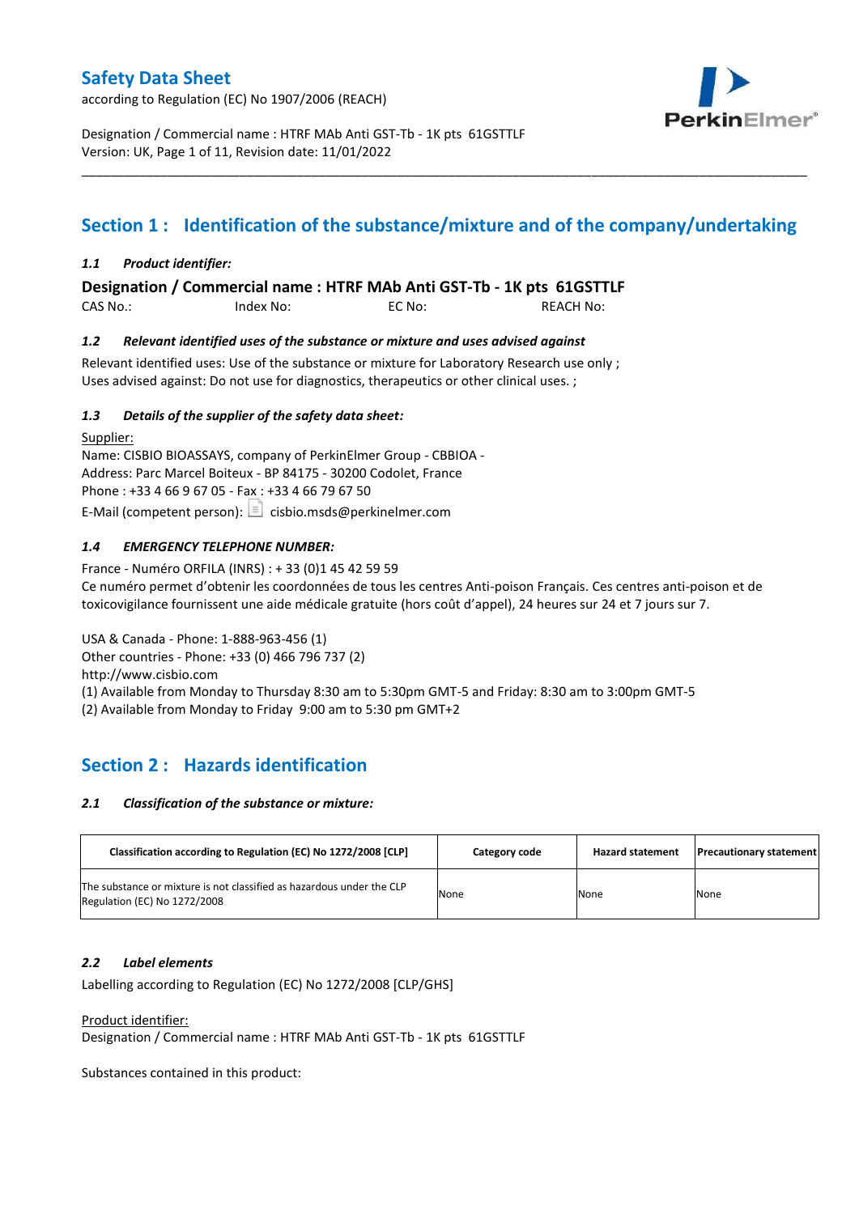# Safety Data Sheet

according to Regulation (EC) No 1907/2006 (REACH)

Designation / Commercial name : HTRF MAb Anti GST-Tb - 1K pts 61GSTTLF
Version: UK, Page 1 of 11, Revision date: 11/01/2022

## Section 1 : Identification of the substance/mixture and of the company/undertaking

### *1.1 Product identifier:*

**Designation / Commercial name : HTRF MAb Anti GST-Tb - 1K pts 61GSTTLF**

CAS No.: Index No: EC No: REACH No:

### *1.2 Relevant identified uses of the substance or mixture and uses advised against*

Relevant identified uses: Use of the substance or mixture for Laboratory Research use only ;
Uses advised against: Do not use for diagnostics, therapeutics or other clinical uses. ;

### *1.3 Details of the supplier of the safety data sheet:*

Supplier:
Name: CISBIO BIOASSAYS, company of PerkinElmer Group - CBBIOA -
Address: Parc Marcel Boiteux - BP 84175 - 30200 Codolet, France
Phone : +33 4 66 9 67 05 - Fax : +33 4 66 79 67 50
E-Mail (competent person): cisbio.msds@perkinelmer.com

### *1.4 EMERGENCY TELEPHONE NUMBER:*

France - Numéro ORFILA (INRS) : + 33 (0)1 45 42 59 59
Ce numéro permet d'obtenir les coordonnées de tous les centres Anti-poison Français. Ces centres anti-poison et de toxicovigilance fournissent une aide médicale gratuite (hors coût d'appel), 24 heures sur 24 et 7 jours sur 7.

USA & Canada - Phone: 1-888-963-456 (1)
Other countries - Phone: +33 (0) 466 796 737 (2)
http://www.cisbio.com
(1) Available from Monday to Thursday 8:30 am to 5:30pm GMT-5 and Friday: 8:30 am to 3:00pm GMT-5
(2) Available from Monday to Friday 9:00 am to 5:30 pm GMT+2

## Section 2 : Hazards identification

### *2.1 Classification of the substance or mixture:*

| Classification according to Regulation (EC) No 1272/2008 [CLP] | Category code | Hazard statement | Precautionary statement |
|---|---|---|---|
| The substance or mixture is not classified as hazardous under the CLP Regulation (EC) No 1272/2008 | None | None | None |

### *2.2 Label elements*

Labelling according to Regulation (EC) No 1272/2008 [CLP/GHS]

Product identifier:
Designation / Commercial name : HTRF MAb Anti GST-Tb - 1K pts 61GSTTLF

Substances contained in this product: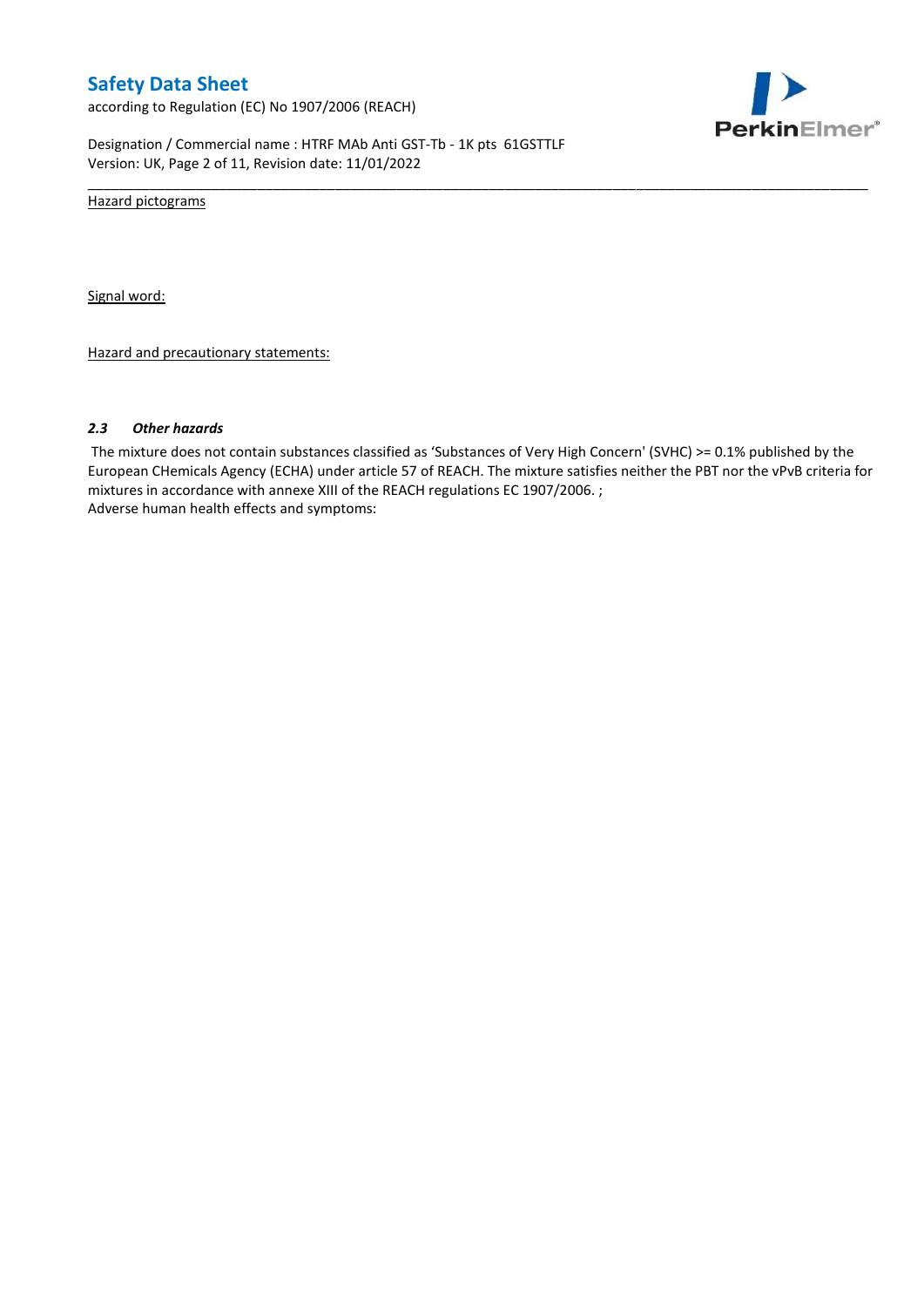Hazard pictograms

Signal word:

Hazard and precautionary statements:

### *2.3 Other hazards*

The mixture does not contain substances classified as 'Substances of Very High Concern' (SVHC) >= 0.1% published by the European CHemicals Agency (ECHA) under article 57 of REACH. The mixture satisfies neither the PBT nor the vPvB criteria for mixtures in accordance with annexe XIII of the REACH regulations EC 1907/2006. ;
Adverse human health effects and symptoms: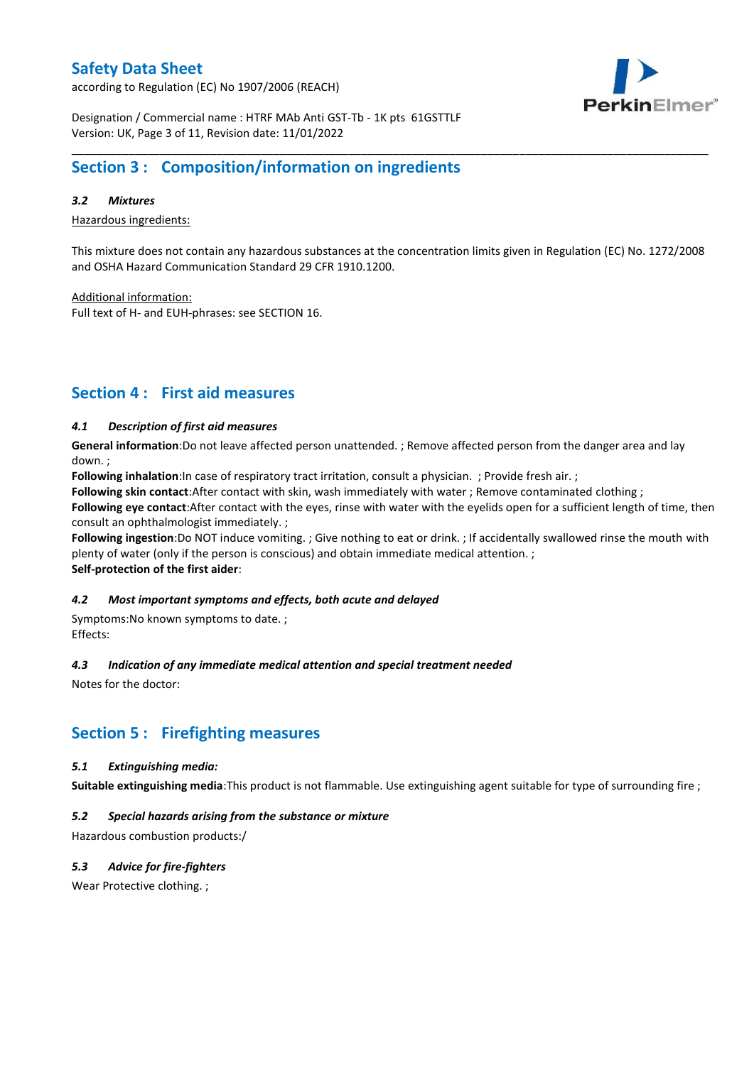## Section 3 : Composition/information on ingredients

### *3.2 Mixtures*

Hazardous ingredients:

This mixture does not contain any hazardous substances at the concentration limits given in Regulation (EC) No. 1272/2008 and OSHA Hazard Communication Standard 29 CFR 1910.1200.

Additional information:
Full text of H- and EUH-phrases: see SECTION 16.

## Section 4 : First aid measures

### *4.1 Description of first aid measures*

**General information**:Do not leave affected person unattended. ; Remove affected person from the danger area and lay down. ;
**Following inhalation**:In case of respiratory tract irritation, consult a physician. ; Provide fresh air. ;
**Following skin contact**:After contact with skin, wash immediately with water ; Remove contaminated clothing ;
**Following eye contact**:After contact with the eyes, rinse with water with the eyelids open for a sufficient length of time, then consult an ophthalmologist immediately. ;
**Following ingestion**:Do NOT induce vomiting. ; Give nothing to eat or drink. ; If accidentally swallowed rinse the mouth with plenty of water (only if the person is conscious) and obtain immediate medical attention. ;
**Self-protection of the first aider**:

### *4.2 Most important symptoms and effects, both acute and delayed*

Symptoms:No known symptoms to date. ;
Effects:

### *4.3 Indication of any immediate medical attention and special treatment needed*

Notes for the doctor:

## Section 5 : Firefighting measures

### *5.1 Extinguishing media:*

**Suitable extinguishing media**:This product is not flammable. Use extinguishing agent suitable for type of surrounding fire ;

### *5.2 Special hazards arising from the substance or mixture*

Hazardous combustion products:/

### *5.3 Advice for fire-fighters*

Wear Protective clothing. ;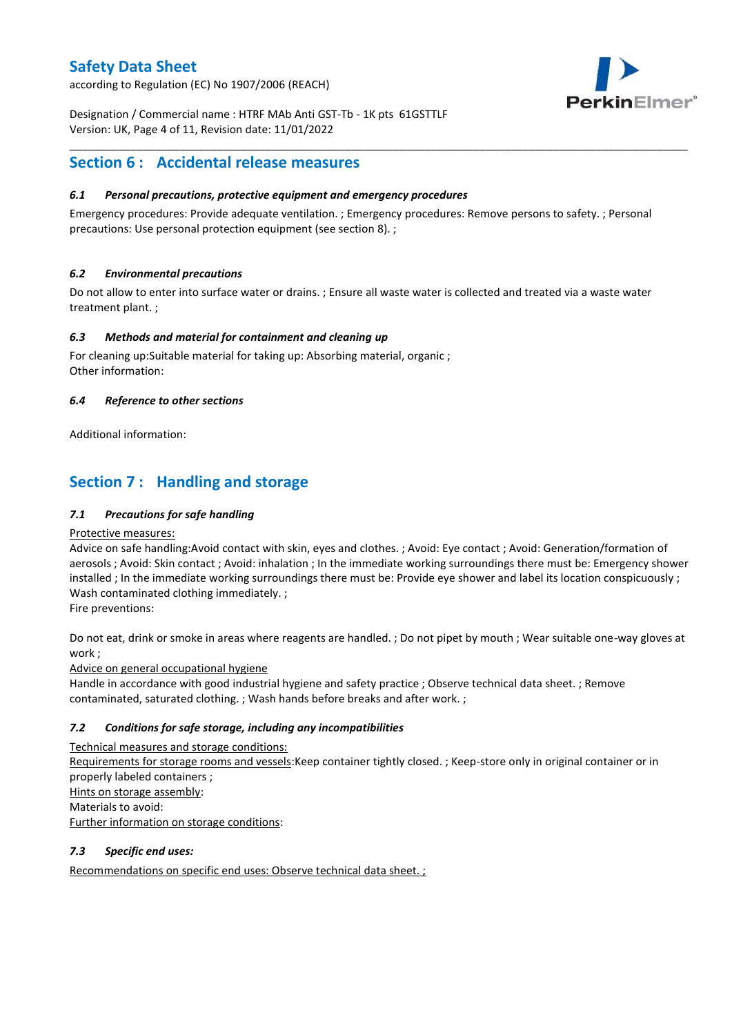## Section 6 : Accidental release measures

### *6.1 Personal precautions, protective equipment and emergency procedures*

Emergency procedures: Provide adequate ventilation. ; Emergency procedures: Remove persons to safety. ; Personal precautions: Use personal protection equipment (see section 8). ;

### *6.2 Environmental precautions*

Do not allow to enter into surface water or drains. ; Ensure all waste water is collected and treated via a waste water treatment plant. ;

### *6.3 Methods and material for containment and cleaning up*

For cleaning up:Suitable material for taking up: Absorbing material, organic ;
Other information:

### *6.4 Reference to other sections*

Additional information:

## Section 7 : Handling and storage

### *7.1 Precautions for safe handling*

Protective measures:
Advice on safe handling:Avoid contact with skin, eyes and clothes. ; Avoid: Eye contact ; Avoid: Generation/formation of aerosols ; Avoid: Skin contact ; Avoid: inhalation ; In the immediate working surroundings there must be: Emergency shower installed ; In the immediate working surroundings there must be: Provide eye shower and label its location conspicuously ; Wash contaminated clothing immediately. ;
Fire preventions:

Do not eat, drink or smoke in areas where reagents are handled. ; Do not pipet by mouth ; Wear suitable one-way gloves at work ;
Advice on general occupational hygiene
Handle in accordance with good industrial hygiene and safety practice ; Observe technical data sheet. ; Remove contaminated, saturated clothing. ; Wash hands before breaks and after work. ;

### *7.2 Conditions for safe storage, including any incompatibilities*

Technical measures and storage conditions:
Requirements for storage rooms and vessels:Keep container tightly closed. ; Keep-store only in original container or in properly labeled containers ;
Hints on storage assembly:
Materials to avoid:
Further information on storage conditions:

### *7.3 Specific end uses:*

Recommendations on specific end uses: Observe technical data sheet. ;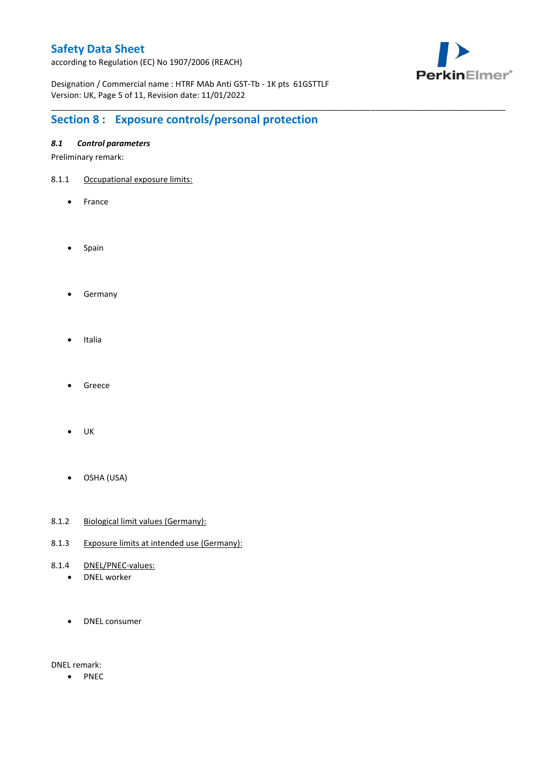## Section 8 : Exposure controls/personal protection

### *8.1 Control parameters*

Preliminary remark:

8.1.1 Occupational exposure limits:

- France
- Spain
- Germany
- Italia
- Greece
- UK
- OSHA (USA)

8.1.2 Biological limit values (Germany):

8.1.3 Exposure limits at intended use (Germany):

8.1.4 DNEL/PNEC-values:

- DNEL worker
- DNEL consumer

DNEL remark:

- PNEC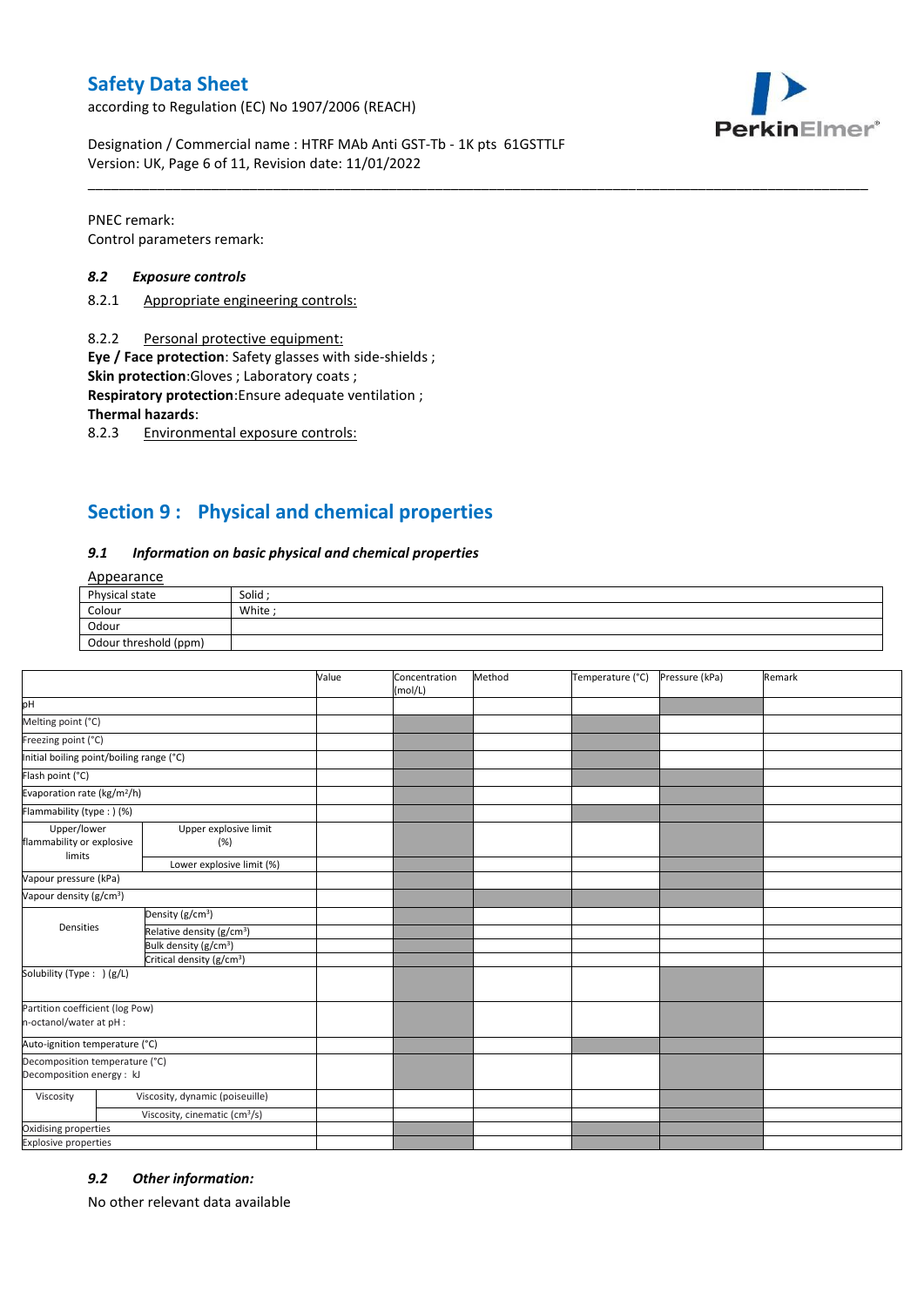PNEC remark:
Control parameters remark:

### 8.2 Exposure controls

8.2.1 Appropriate engineering controls:

8.2.2 Personal protective equipment:

**Eye / Face protection**: Safety glasses with side-shields ;
**Skin protection**:Gloves ; Laboratory coats ;
**Respiratory protection**:Ensure adequate ventilation ;
**Thermal hazards**:

8.2.3 Environmental exposure controls:

## Section 9 : Physical and chemical properties

### 9.1 Information on basic physical and chemical properties

Appearance

| Physical state | Solid ; |
|---|---|
| Colour | White ; |
| Odour | |
| Odour threshold (ppm) | |

| | | Value | Concentration (mol/L) | Method | Temperature (°C) | Pressure (kPa) | Remark |
|---|---|---|---|---|---|---|---|
| pH | | | | | | | |
| Melting point (°C) | | | | | | | |
| Freezing point (°C) | | | | | | | |
| Initial boiling point/boiling range (°C) | | | | | | | |
| Flash point (°C) | | | | | | | |
| Evaporation rate (kg/m²/h) | | | | | | | |
| Flammability (type : ) (%) | | | | | | | |
| Upper/lower flammability or explosive limits | Upper explosive limit (%) | | | | | | |
| | Lower explosive limit (%) | | | | | | |
| Vapour pressure (kPa) | | | | | | | |
| Vapour density (g/cm³) | | | | | | | |
| Densities | Density (g/cm³) | | | | | | |
| | Relative density (g/cm³) | | | | | | |
| | Bulk density (g/cm³) | | | | | | |
| | Critical density (g/cm³) | | | | | | |
| Solubility (Type : ) (g/L) | | | | | | | |
| Partition coefficient (log Pow) n-octanol/water at pH : | | | | | | | |
| Auto-ignition temperature (°C) | | | | | | | |
| Decomposition temperature (°C) Decomposition energy : kJ | | | | | | | |
| Viscosity | Viscosity, dynamic (poiseuille) | | | | | | |
| | Viscosity, cinematic (cm³/s) | | | | | | |
| Oxidising properties | | | | | | | |
| Explosive properties | | | | | | | |

### 9.2 Other information:

No other relevant data available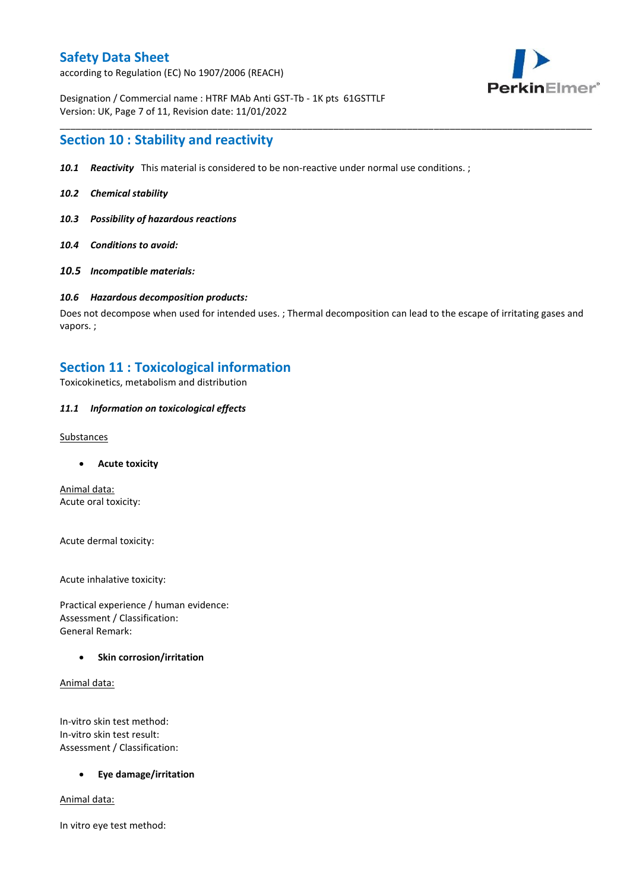## Section 10 : Stability and reactivity

***10.1 Reactivity*** This material is considered to be non-reactive under normal use conditions. ;

***10.2 Chemical stability***

***10.3 Possibility of hazardous reactions***

***10.4 Conditions to avoid:***

***10.5 Incompatible materials:***

***10.6 Hazardous decomposition products:***

Does not decompose when used for intended uses. ; Thermal decomposition can lead to the escape of irritating gases and vapors. ;

## Section 11 : Toxicological information

Toxicokinetics, metabolism and distribution

***11.1 Information on toxicological effects***

Substances

- **Acute toxicity**

Animal data:
Acute oral toxicity:

Acute dermal toxicity:

Acute inhalative toxicity:

Practical experience / human evidence:
Assessment / Classification:
General Remark:

- **Skin corrosion/irritation**

Animal data:

In-vitro skin test method:
In-vitro skin test result:
Assessment / Classification:

- **Eye damage/irritation**

Animal data:

In vitro eye test method: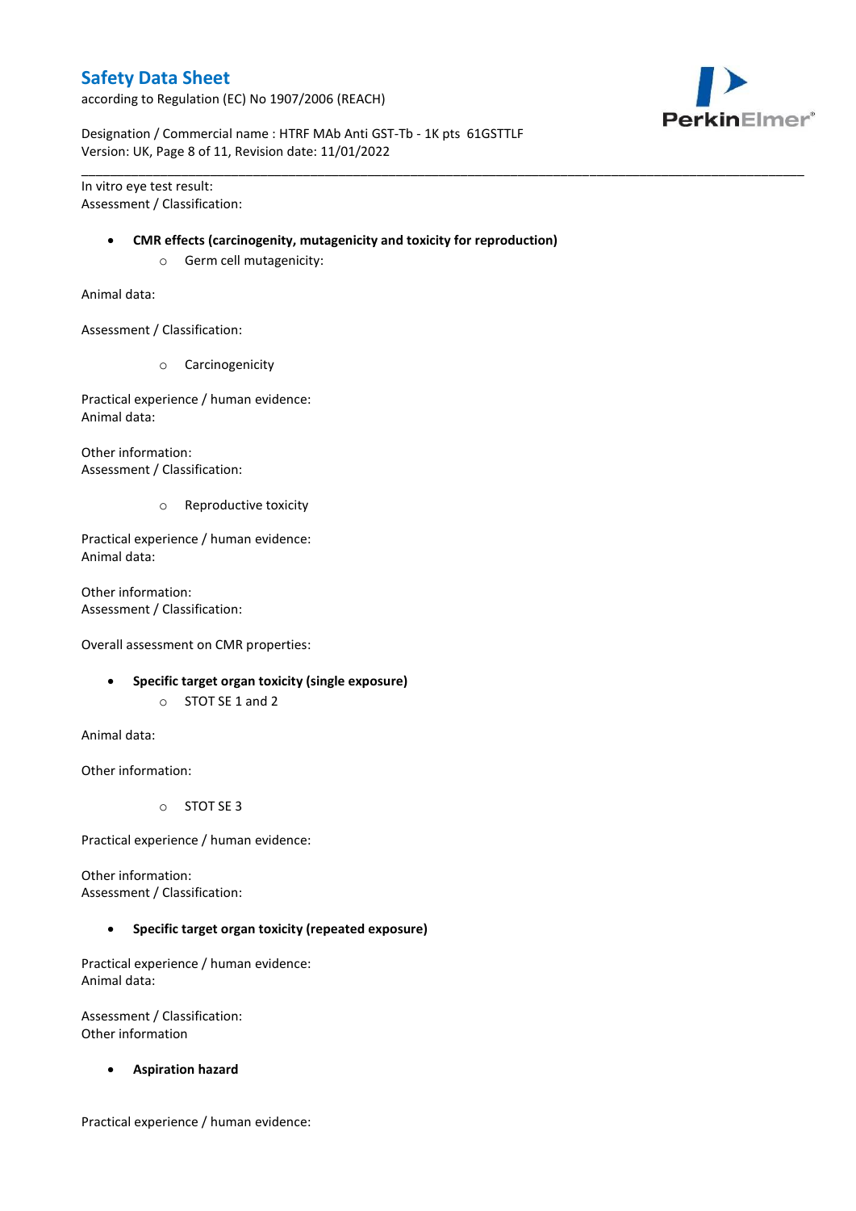In vitro eye test result:
Assessment / Classification:

- **CMR effects (carcinogenity, mutagenicity and toxicity for reproduction)**
  - Germ cell mutagenicity:

Animal data:

Assessment / Classification:

  - Carcinogenicity

Practical experience / human evidence:
Animal data:

Other information:
Assessment / Classification:

  - Reproductive toxicity

Practical experience / human evidence:
Animal data:

Other information:
Assessment / Classification:

Overall assessment on CMR properties:

- **Specific target organ toxicity (single exposure)**
  - STOT SE 1 and 2

Animal data:

Other information:

  - STOT SE 3

Practical experience / human evidence:

Other information:
Assessment / Classification:

- **Specific target organ toxicity (repeated exposure)**

Practical experience / human evidence:
Animal data:

Assessment / Classification:
Other information

- **Aspiration hazard**

Practical experience / human evidence: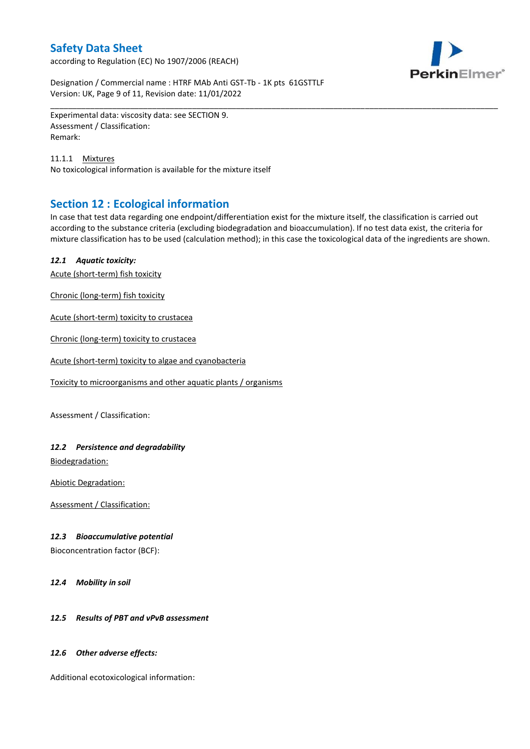Experimental data: viscosity data: see SECTION 9.
Assessment / Classification:
Remark:

11.1.1 Mixtures
No toxicological information is available for the mixture itself

## Section 12 : Ecological information

In case that test data regarding one endpoint/differentiation exist for the mixture itself, the classification is carried out according to the substance criteria (excluding biodegradation and bioaccumulation). If no test data exist, the criteria for mixture classification has to be used (calculation method); in this case the toxicological data of the ingredients are shown.

### *12.1 Aquatic toxicity:*

Acute (short-term) fish toxicity

Chronic (long-term) fish toxicity

Acute (short-term) toxicity to crustacea

Chronic (long-term) toxicity to crustacea

Acute (short-term) toxicity to algae and cyanobacteria

Toxicity to microorganisms and other aquatic plants / organisms

Assessment / Classification:

### *12.2 Persistence and degradability*

Biodegradation:

Abiotic Degradation:

Assessment / Classification:

### *12.3 Bioaccumulative potential*

Bioconcentration factor (BCF):

### *12.4 Mobility in soil*

### *12.5 Results of PBT and vPvB assessment*

### *12.6 Other adverse effects:*

Additional ecotoxicological information: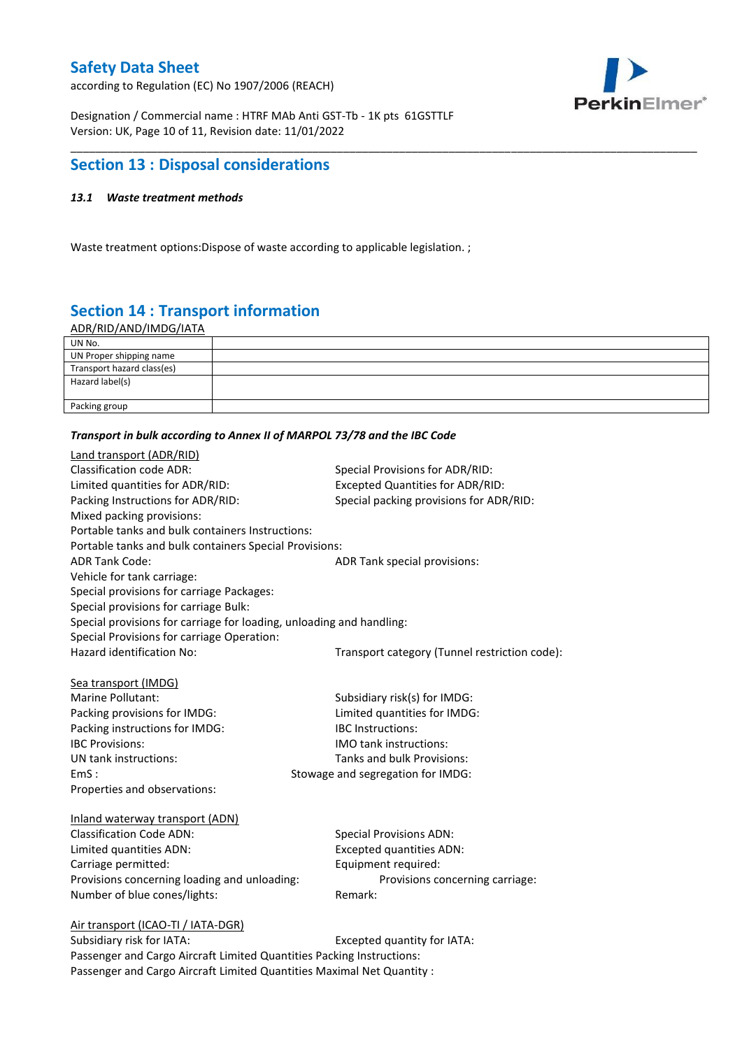## Section 13 : Disposal considerations

### *13.1 Waste treatment methods*

Waste treatment options:Dispose of waste according to applicable legislation. ;

## Section 14 : Transport information

ADR/RID/AND/IMDG/IATA

| UN No. | |
|---|---|
| UN Proper shipping name | |
| Transport hazard class(es) | |
| Hazard label(s) | |
| Packing group | |

***Transport in bulk according to Annex II of MARPOL 73/78 and the IBC Code***

Land transport (ADR/RID)

Classification code ADR:
Special Provisions for ADR/RID:
Limited quantities for ADR/RID:
Excepted Quantities for ADR/RID:
Packing Instructions for ADR/RID:
Special packing provisions for ADR/RID:
Mixed packing provisions:
Portable tanks and bulk containers Instructions:
Portable tanks and bulk containers Special Provisions:
ADR Tank Code:
ADR Tank special provisions:
Vehicle for tank carriage:
Special provisions for carriage Packages:
Special provisions for carriage Bulk:
Special provisions for carriage for loading, unloading and handling:
Special Provisions for carriage Operation:
Hazard identification No:
Transport category (Tunnel restriction code):

Sea transport (IMDG)

Marine Pollutant:
Subsidiary risk(s) for IMDG:
Packing provisions for IMDG:
Limited quantities for IMDG:
Packing instructions for IMDG:
IBC Instructions:
IBC Provisions:
IMO tank instructions:
UN tank instructions:
Tanks and bulk Provisions:
EmS :
Stowage and segregation for IMDG:
Properties and observations:

Inland waterway transport (ADN)

Classification Code ADN:
Special Provisions ADN:
Limited quantities ADN:
Excepted quantities ADN:
Carriage permitted:
Equipment required:
Provisions concerning loading and unloading:
Provisions concerning carriage:
Number of blue cones/lights:
Remark:

Air transport (ICAO-TI / IATA-DGR)

Subsidiary risk for IATA:
Excepted quantity for IATA:
Passenger and Cargo Aircraft Limited Quantities Packing Instructions:
Passenger and Cargo Aircraft Limited Quantities Maximal Net Quantity :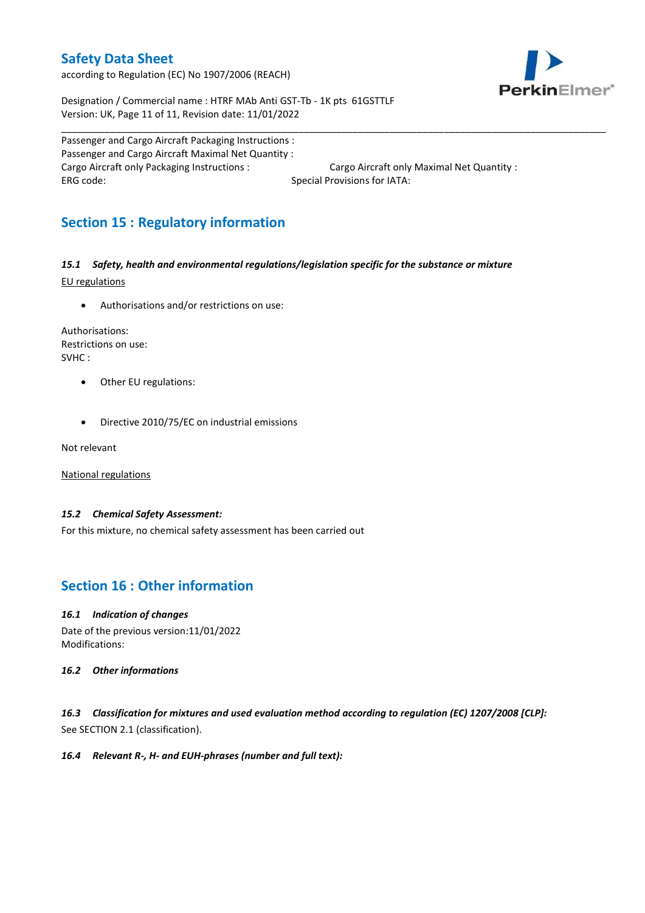Passenger and Cargo Aircraft Packaging Instructions :
Passenger and Cargo Aircraft Maximal Net Quantity :
Cargo Aircraft only Packaging Instructions : Cargo Aircraft only Maximal Net Quantity :
ERG code: Special Provisions for IATA:

## Section 15 : Regulatory information

### *15.1 Safety, health and environmental regulations/legislation specific for the substance or mixture*

EU regulations

- Authorisations and/or restrictions on use:

Authorisations:
Restrictions on use:
SVHC :

- Other EU regulations:

- Directive 2010/75/EC on industrial emissions

Not relevant

National regulations

### *15.2 Chemical Safety Assessment:*

For this mixture, no chemical safety assessment has been carried out

## Section 16 : Other information

### *16.1 Indication of changes*

Date of the previous version:11/01/2022
Modifications:

### *16.2 Other informations*

### *16.3 Classification for mixtures and used evaluation method according to regulation (EC) 1207/2008 [CLP]:*

See SECTION 2.1 (classification).

### *16.4 Relevant R-, H- and EUH-phrases (number and full text):*